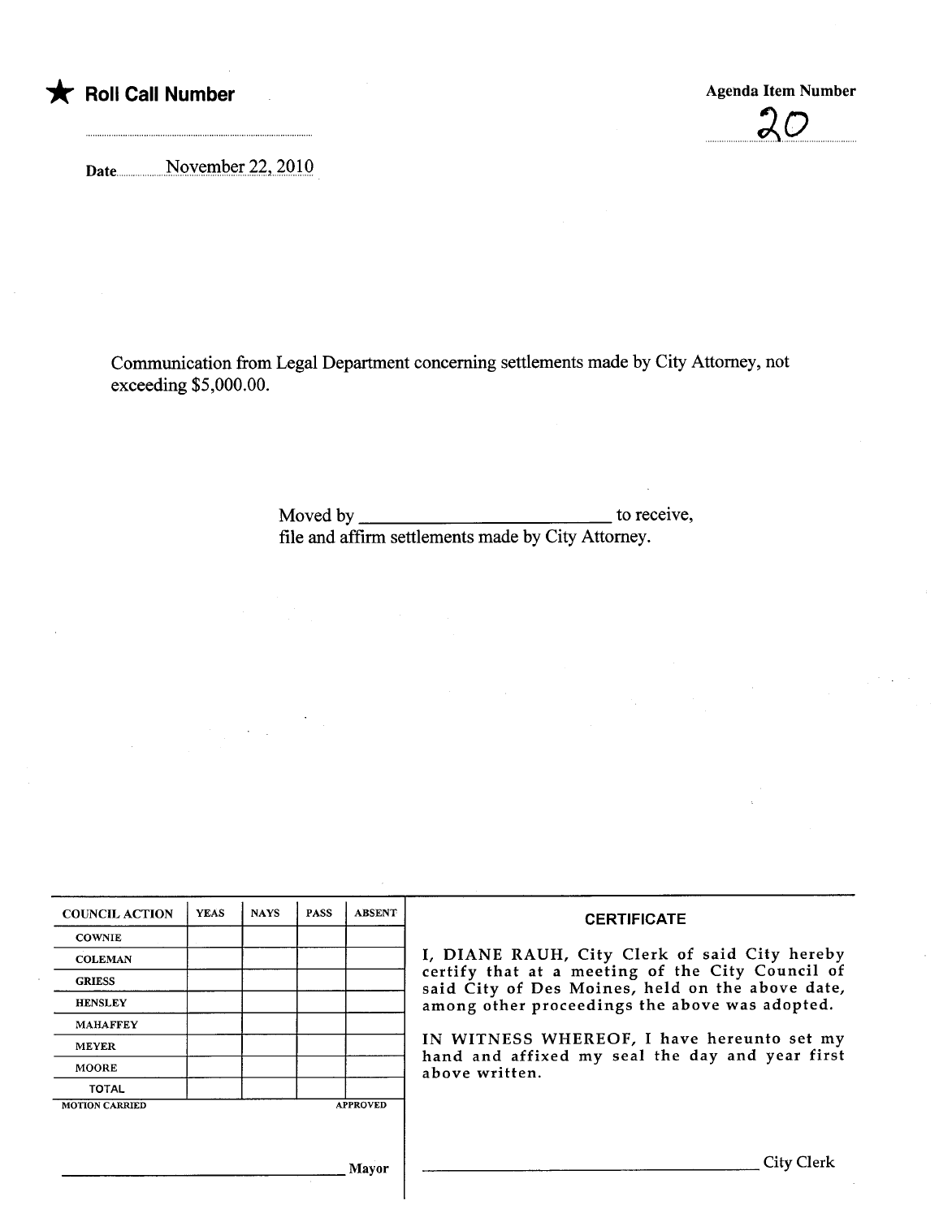★ **Roll Call Number**

**Agenda Item Number**

20

Date November 22, 2010

Communication from Legal Department concerning settlements made by City Attorney, not exceeding $5,000.00.

Moved by ___________________________ to receive, file and affirm settlements made by City Attorney.

| COUNCIL ACTION | YEAS | NAYS | PASS | ABSENT |
|---|---|---|---|---|
| COWNIE | | | | |
| COLEMAN | | | | |
| GRIESS | | | | |
| HENSLEY | | | | |
| MAHAFFEY | | | | |
| MEYER | | | | |
| MOORE | | | | |
| TOTAL | | | | |

MOTION CARRIED APPROVED

___________________________ Mayor

**CERTIFICATE**

I, DIANE RAUH, City Clerk of said City hereby certify that at a meeting of the City Council of said City of Des Moines, held on the above date, among other proceedings the above was adopted.

IN WITNESS WHEREOF, I have hereunto set my hand and affixed my seal the day and year first above written.

___________________________ City Clerk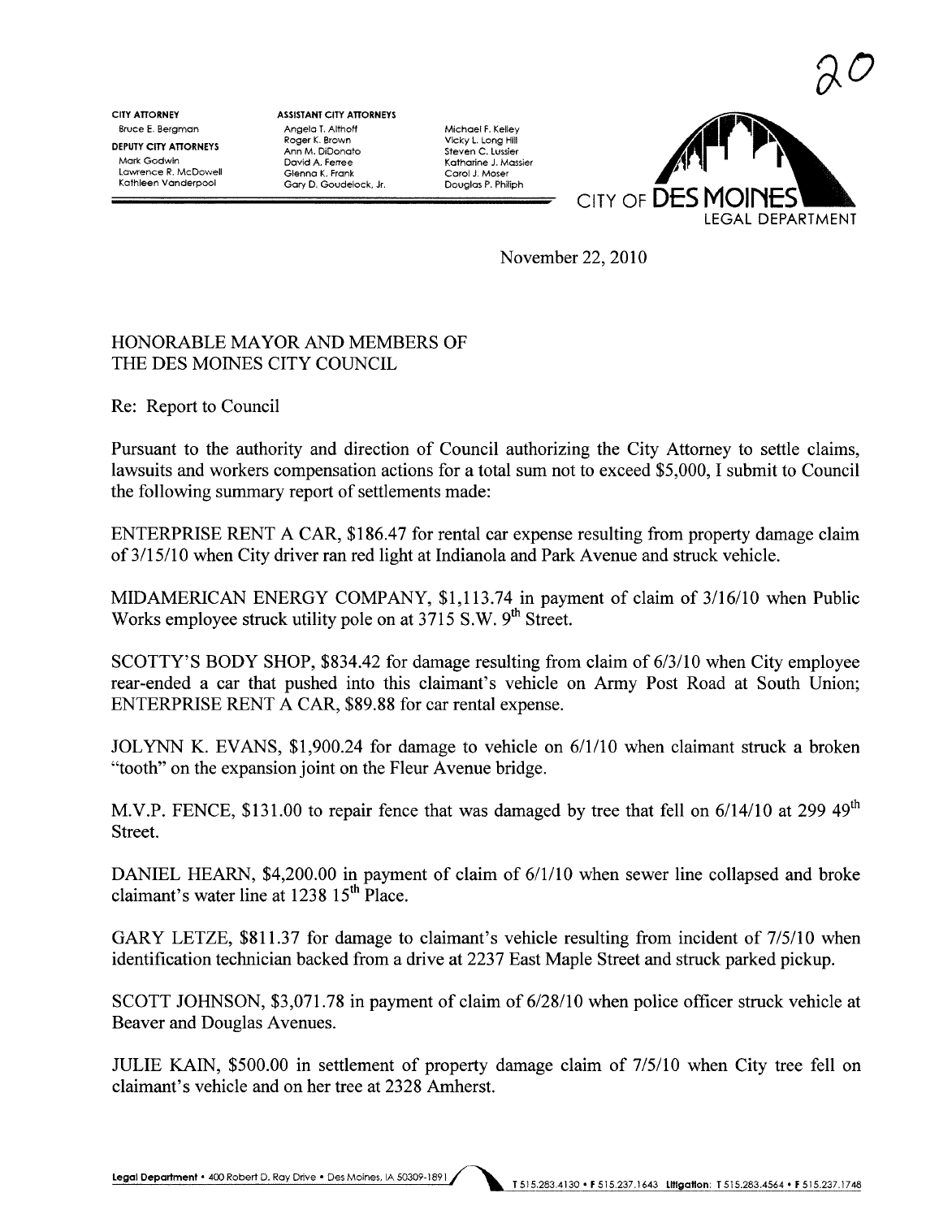20

**CITY ATTORNEY**
Bruce E. Bergman

**DEPUTY CITY ATTORNEYS**
Mark Godwin
Lawrence R. McDowell
Kathleen Vanderpool

**ASSISTANT CITY ATTORNEYS**
Angela T. Althoff
Roger K. Brown
Ann M. DiDonato
David A. Ferree
Glenna K. Frank
Gary D. Goudelock, Jr.
Michael F. Kelley
Vicky L. Long Hill
Steven C. Lussier
Katharine J. Massier
Carol J. Moser
Douglas P. Philiph

CITY OF DES MOINES
LEGAL DEPARTMENT

November 22, 2010

HONORABLE MAYOR AND MEMBERS OF
THE DES MOINES CITY COUNCIL

Re: Report to Council

Pursuant to the authority and direction of Council authorizing the City Attorney to settle claims, lawsuits and workers compensation actions for a total sum not to exceed $5,000, I submit to Council the following summary report of settlements made:

ENTERPRISE RENT A CAR, $186.47 for rental car expense resulting from property damage claim of 3/15/10 when City driver ran red light at Indianola and Park Avenue and struck vehicle.

MIDAMERICAN ENERGY COMPANY, $1,113.74 in payment of claim of 3/16/10 when Public Works employee struck utility pole on at 3715 S.W. 9th Street.

SCOTTY'S BODY SHOP, $834.42 for damage resulting from claim of 6/3/10 when City employee rear-ended a car that pushed into this claimant's vehicle on Army Post Road at South Union; ENTERPRISE RENT A CAR, $89.88 for car rental expense.

JOLYNN K. EVANS, $1,900.24 for damage to vehicle on 6/1/10 when claimant struck a broken "tooth" on the expansion joint on the Fleur Avenue bridge.

M.V.P. FENCE, $131.00 to repair fence that was damaged by tree that fell on 6/14/10 at 299 49th Street.

DANIEL HEARN, $4,200.00 in payment of claim of 6/1/10 when sewer line collapsed and broke claimant's water line at 1238 15th Place.

GARY LETZE, $811.37 for damage to claimant's vehicle resulting from incident of 7/5/10 when identification technician backed from a drive at 2237 East Maple Street and struck parked pickup.

SCOTT JOHNSON, $3,071.78 in payment of claim of 6/28/10 when police officer struck vehicle at Beaver and Douglas Avenues.

JULIE KAIN, $500.00 in settlement of property damage claim of 7/5/10 when City tree fell on claimant's vehicle and on her tree at 2328 Amherst.

Legal Department • 400 Robert D. Ray Drive • Des Moines, IA 50309-1891 T 515.283.4130 • F 515.237.1643 Litigation: T 515.283.4564 • F 515.237.1748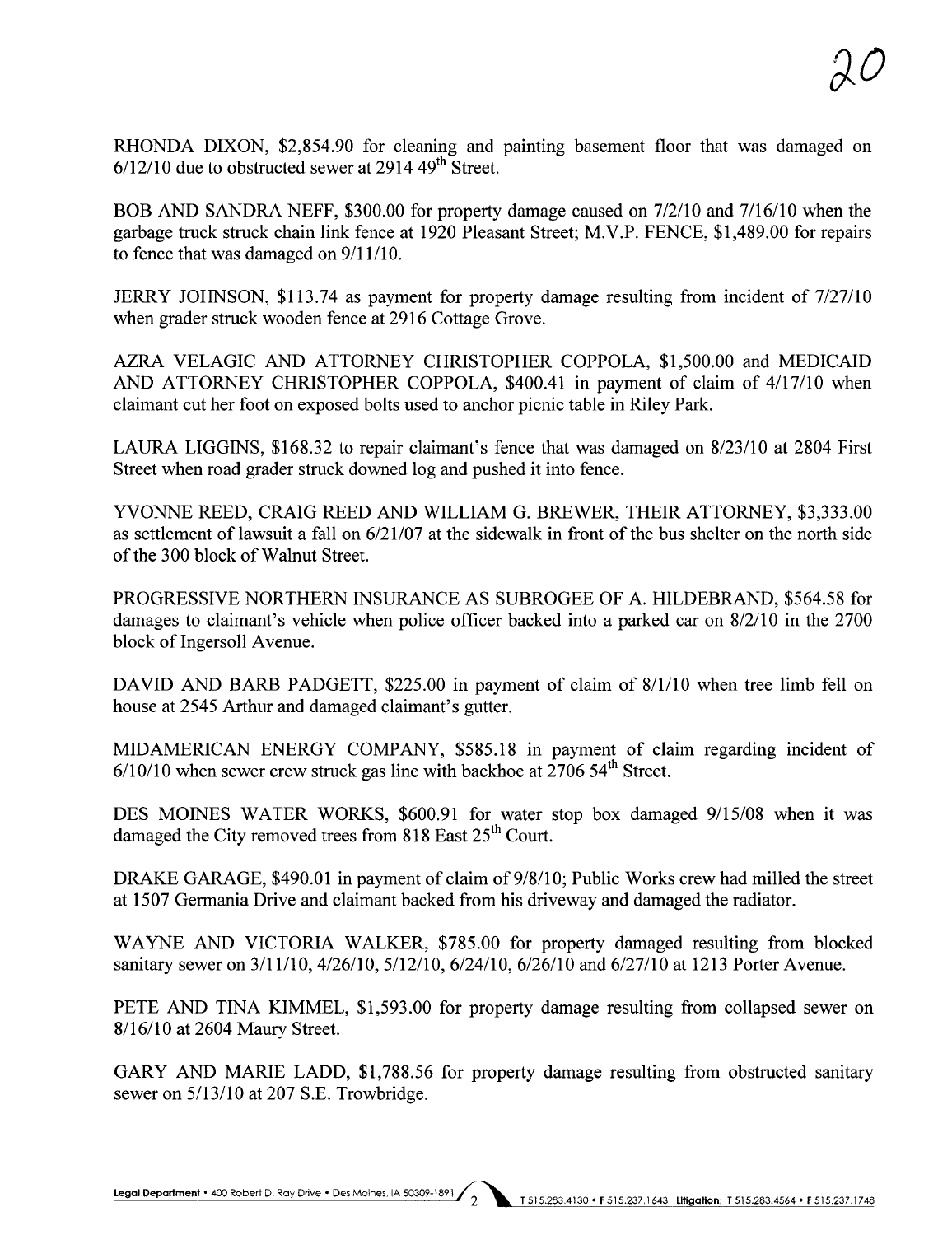RHONDA DIXON, $2,854.90 for cleaning and painting basement floor that was damaged on 6/12/10 due to obstructed sewer at 2914 49th Street.

BOB AND SANDRA NEFF, $300.00 for property damage caused on 7/2/10 and 7/16/10 when the garbage truck struck chain link fence at 1920 Pleasant Street; M.V.P. FENCE, $1,489.00 for repairs to fence that was damaged on 9/11/10.

JERRY JOHNSON, $113.74 as payment for property damage resulting from incident of 7/27/10 when grader struck wooden fence at 2916 Cottage Grove.

AZRA VELAGIC AND ATTORNEY CHRISTOPHER COPPOLA, $1,500.00 and MEDICAID AND ATTORNEY CHRISTOPHER COPPOLA, $400.41 in payment of claim of 4/17/10 when claimant cut her foot on exposed bolts used to anchor picnic table in Riley Park.

LAURA LIGGINS, $168.32 to repair claimant's fence that was damaged on 8/23/10 at 2804 First Street when road grader struck downed log and pushed it into fence.

YVONNE REED, CRAIG REED AND WILLIAM G. BREWER, THEIR ATTORNEY, $3,333.00 as settlement of lawsuit a fall on 6/21/07 at the sidewalk in front of the bus shelter on the north side of the 300 block of Walnut Street.

PROGRESSIVE NORTHERN INSURANCE AS SUBROGEE OF A. HILDEBRAND, $564.58 for damages to claimant's vehicle when police officer backed into a parked car on 8/2/10 in the 2700 block of Ingersoll Avenue.

DAVID AND BARB PADGETT, $225.00 in payment of claim of 8/1/10 when tree limb fell on house at 2545 Arthur and damaged claimant's gutter.

MIDAMERICAN ENERGY COMPANY, $585.18 in payment of claim regarding incident of 6/10/10 when sewer crew struck gas line with backhoe at 2706 54th Street.

DES MOINES WATER WORKS, $600.91 for water stop box damaged 9/15/08 when it was damaged the City removed trees from 818 East 25th Court.

DRAKE GARAGE, $490.01 in payment of claim of 9/8/10; Public Works crew had milled the street at 1507 Germania Drive and claimant backed from his driveway and damaged the radiator.

WAYNE AND VICTORIA WALKER, $785.00 for property damaged resulting from blocked sanitary sewer on 3/11/10, 4/26/10, 5/12/10, 6/24/10, 6/26/10 and 6/27/10 at 1213 Porter Avenue.

PETE AND TINA KIMMEL, $1,593.00 for property damage resulting from collapsed sewer on 8/16/10 at 2604 Maury Street.

GARY AND MARIE LADD, $1,788.56 for property damage resulting from obstructed sanitary sewer on 5/13/10 at 207 S.E. Trowbridge.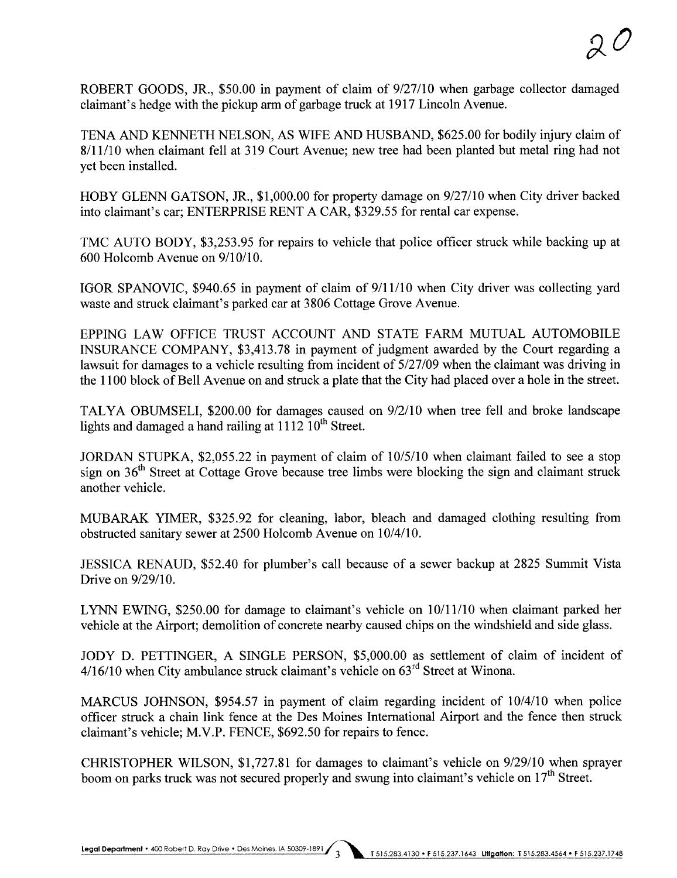ROBERT GOODS, JR., $50.00 in payment of claim of 9/27/10 when garbage collector damaged claimant's hedge with the pickup arm of garbage truck at 1917 Lincoln Avenue.

TENA AND KENNETH NELSON, AS WIFE AND HUSBAND, $625.00 for bodily injury claim of 8/11/10 when claimant fell at 319 Court Avenue; new tree had been planted but metal ring had not yet been installed.

HOBY GLENN GATSON, JR., $1,000.00 for property damage on 9/27/10 when City driver backed into claimant's car; ENTERPRISE RENT A CAR, $329.55 for rental car expense.

TMC AUTO BODY, $3,253.95 for repairs to vehicle that police officer struck while backing up at 600 Holcomb Avenue on 9/10/10.

IGOR SPANOVIC, $940.65 in payment of claim of 9/11/10 when City driver was collecting yard waste and struck claimant's parked car at 3806 Cottage Grove Avenue.

EPPING LAW OFFICE TRUST ACCOUNT AND STATE FARM MUTUAL AUTOMOBILE INSURANCE COMPANY, $3,413.78 in payment of judgment awarded by the Court regarding a lawsuit for damages to a vehicle resulting from incident of 5/27/09 when the claimant was driving in the 1100 block of Bell Avenue on and struck a plate that the City had placed over a hole in the street.

TALYA OBUMSELI, $200.00 for damages caused on 9/2/10 when tree fell and broke landscape lights and damaged a hand railing at 1112 10th Street.

JORDAN STUPKA, $2,055.22 in payment of claim of 10/5/10 when claimant failed to see a stop sign on 36th Street at Cottage Grove because tree limbs were blocking the sign and claimant struck another vehicle.

MUBARAK YIMER, $325.92 for cleaning, labor, bleach and damaged clothing resulting from obstructed sanitary sewer at 2500 Holcomb Avenue on 10/4/10.

JESSICA RENAUD, $52.40 for plumber's call because of a sewer backup at 2825 Summit Vista Drive on 9/29/10.

LYNN EWING, $250.00 for damage to claimant's vehicle on 10/11/10 when claimant parked her vehicle at the Airport; demolition of concrete nearby caused chips on the windshield and side glass.

JODY D. PETTINGER, A SINGLE PERSON, $5,000.00 as settlement of claim of incident of 4/16/10 when City ambulance struck claimant's vehicle on 63rd Street at Winona.

MARCUS JOHNSON, $954.57 in payment of claim regarding incident of 10/4/10 when police officer struck a chain link fence at the Des Moines International Airport and the fence then struck claimant's vehicle; M.V.P. FENCE, $692.50 for repairs to fence.

CHRISTOPHER WILSON, $1,727.81 for damages to claimant's vehicle on 9/29/10 when sprayer boom on parks truck was not secured properly and swung into claimant's vehicle on 17th Street.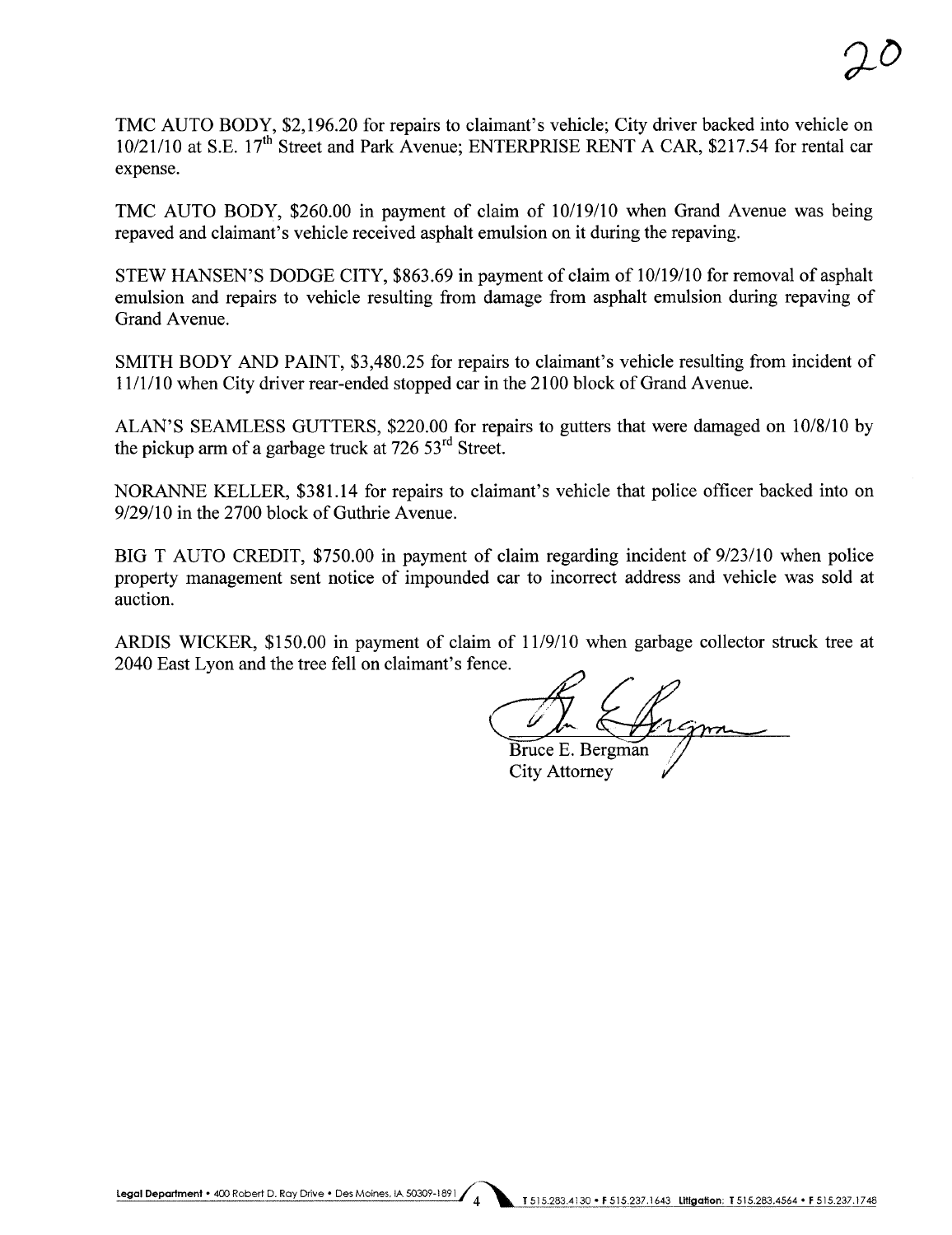TMC AUTO BODY, $2,196.20 for repairs to claimant's vehicle; City driver backed into vehicle on 10/21/10 at S.E. 17th Street and Park Avenue; ENTERPRISE RENT A CAR, $217.54 for rental car expense.

TMC AUTO BODY, $260.00 in payment of claim of 10/19/10 when Grand Avenue was being repaved and claimant's vehicle received asphalt emulsion on it during the repaving.

STEW HANSEN'S DODGE CITY, $863.69 in payment of claim of 10/19/10 for removal of asphalt emulsion and repairs to vehicle resulting from damage from asphalt emulsion during repaving of Grand Avenue.

SMITH BODY AND PAINT, $3,480.25 for repairs to claimant's vehicle resulting from incident of 11/1/10 when City driver rear-ended stopped car in the 2100 block of Grand Avenue.

ALAN'S SEAMLESS GUTTERS, $220.00 for repairs to gutters that were damaged on 10/8/10 by the pickup arm of a garbage truck at 726 53rd Street.

NORANNE KELLER, $381.14 for repairs to claimant's vehicle that police officer backed into on 9/29/10 in the 2700 block of Guthrie Avenue.

BIG T AUTO CREDIT, $750.00 in payment of claim regarding incident of 9/23/10 when police property management sent notice of impounded car to incorrect address and vehicle was sold at auction.

ARDIS WICKER, $150.00 in payment of claim of 11/9/10 when garbage collector struck tree at 2040 East Lyon and the tree fell on claimant's fence.

Bruce E. Bergman
City Attorney